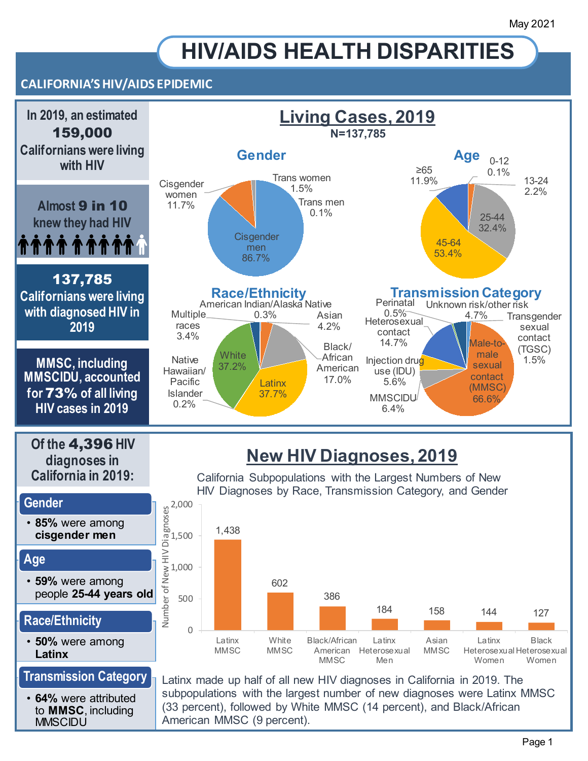May 2021

# HIV/AIDS HEALTH DISPARITIES

## CALIFORNIA'S HIV/AIDS EPIDEMIC

In 2019, an estimated **159,000** Californians were living with HIV

Almost **9 in 10** knew they had HIV

**137,785** Californians were living with diagnosed HIV in 2019

MMSC, including MMSCIDU, accounted for **73%** of all living HIV cases in 2019

## Living Cases, 2019

N=137,785

### Gender

| Gender | Percent |
|---|---|
| Cisgender men | 86.7% |
| Cisgender women | 11.7% |
| Trans women | 1.5% |
| Trans men | 0.1% |

### Age

| Age | Percent |
|---|---|
| 0-12 | 0.1% |
| 13-24 | 2.2% |
| 25-44 | 32.4% |
| 45-64 | 53.4% |
| ≥65 | 11.9% |

### Race/Ethnicity

| Race/Ethnicity | Percent |
|---|---|
| American Indian/Alaska Native | 0.3% |
| Asian | 4.2% |
| Black/African American | 17.0% |
| Latinx | 37.7% |
| Native Hawaiian/Pacific Islander | 0.2% |
| White | 37.2% |
| Multiple races | 3.4% |

### Transmission Category

| Transmission Category | Percent |
|---|---|
| Male-to-male sexual contact (MMSC) | 66.6% |
| MMSCIDU | 6.4% |
| Injection drug use (IDU) | 5.6% |
| Heterosexual contact | 14.7% |
| Perinatal | 0.5% |
| Unknown risk/other risk | 4.7% |
| Transgender sexual contact (TGSC) | 1.5% |

## New HIV Diagnoses, 2019

Of the **4,396** HIV diagnoses in California in 2019:

**Gender**
- **85%** were among **cisgender men**

**Age**
- **59%** were among people **25-44 years old**

**Race/Ethnicity**
- **50%** were among **Latinx**

**Transmission Category**
- **64%** were attributed to **MMSC**, including MMSCIDU

California Subpopulations with the Largest Numbers of New HIV Diagnoses by Race, Transmission Category, and Gender

| Subpopulation | Number of New HIV Diagnoses |
|---|---|
| Latinx MMSC | 1,438 |
| White MMSC | 602 |
| Black/African American MMSC | 386 |
| Latinx Heterosexual Men | 184 |
| Asian MMSC | 158 |
| Latinx Heterosexual Women | 144 |
| Black Heterosexual Women | 127 |

Latinx made up half of all new HIV diagnoses in California in 2019. The subpopulations with the largest number of new diagnoses were Latinx MMSC (33 percent), followed by White MMSC (14 percent), and Black/African American MMSC (9 percent).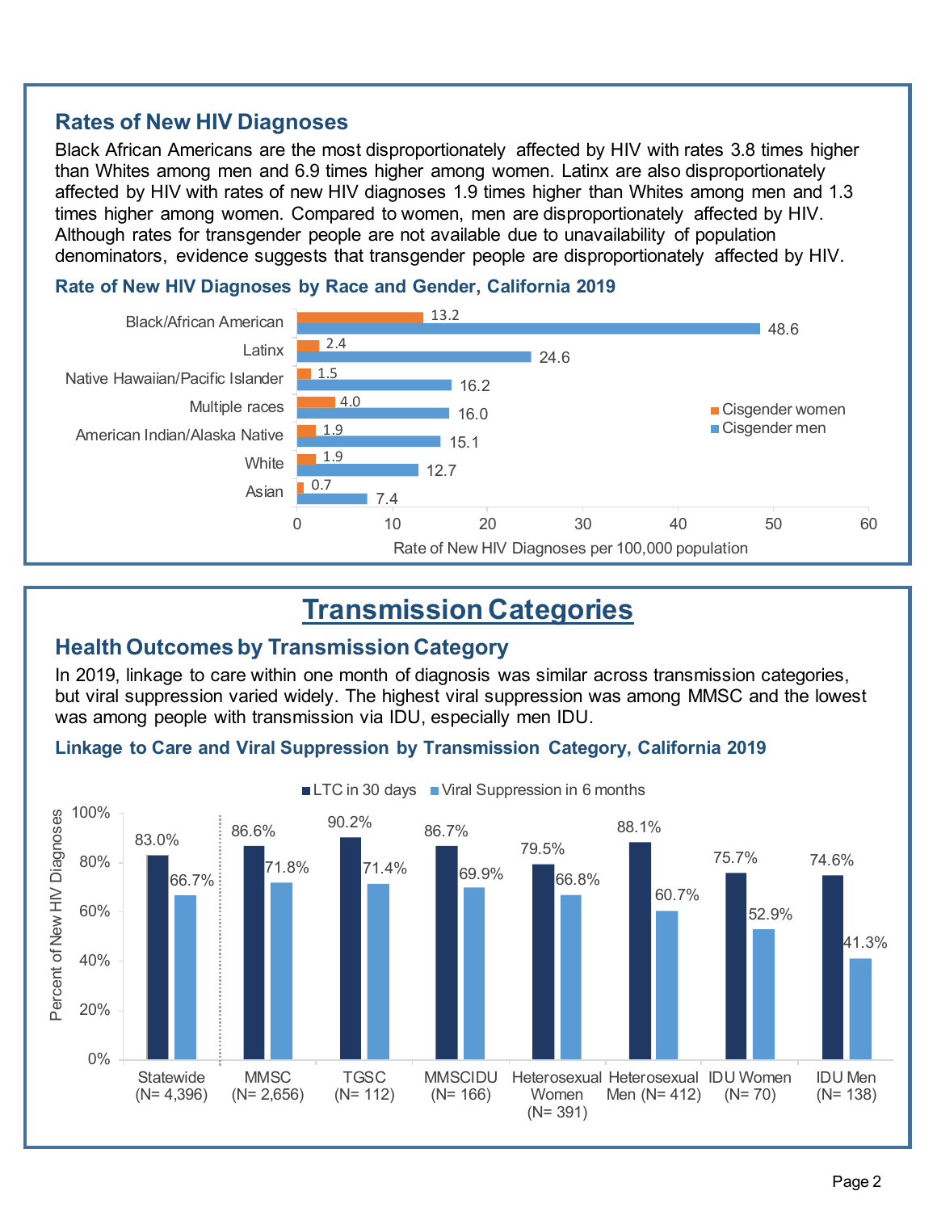## Rates of New HIV Diagnoses

Black African Americans are the most disproportionately affected by HIV with rates 3.8 times higher than Whites among men and 6.9 times higher among women. Latinx are also disproportionately affected by HIV with rates of new HIV diagnoses 1.9 times higher than Whites among men and 1.3 times higher among women. Compared to women, men are disproportionately affected by HIV. Although rates for transgender people are not available due to unavailability of population denominators, evidence suggests that transgender people are disproportionately affected by HIV.

### Rate of New HIV Diagnoses by Race and Gender, California 2019

| Race/Ethnicity | Cisgender women | Cisgender men |
|---|---|---|
| Black/African American | 13.2 | 48.6 |
| Latinx | 2.4 | 24.6 |
| Native Hawaiian/Pacific Islander | 1.5 | 16.2 |
| Multiple races | 4.0 | 16.0 |
| American Indian/Alaska Native | 1.9 | 15.1 |
| White | 1.9 | 12.7 |
| Asian | 0.7 | 7.4 |

Rate of New HIV Diagnoses per 100,000 population

# Transmission Categories

## Health Outcomes by Transmission Category

In 2019, linkage to care within one month of diagnosis was similar across transmission categories, but viral suppression varied widely. The highest viral suppression was among MMSC and the lowest was among people with transmission via IDU, especially men IDU.

### Linkage to Care and Viral Suppression by Transmission Category, California 2019

| Category | LTC in 30 days | Viral Suppression in 6 months |
|---|---|---|
| Statewide (N= 4,396) | 83.0% | 66.7% |
| MMSC (N= 2,656) | 86.6% | 71.8% |
| TGSC (N= 112) | 90.2% | 71.4% |
| MMSCIDU (N= 166) | 86.7% | 69.9% |
| Heterosexual Women (N= 391) | 79.5% | 66.8% |
| Heterosexual Men (N= 412) | 88.1% | 60.7% |
| IDU Women (N= 70) | 75.7% | 52.9% |
| IDU Men (N= 138) | 74.6% | 41.3% |

Percent of New HIV Diagnoses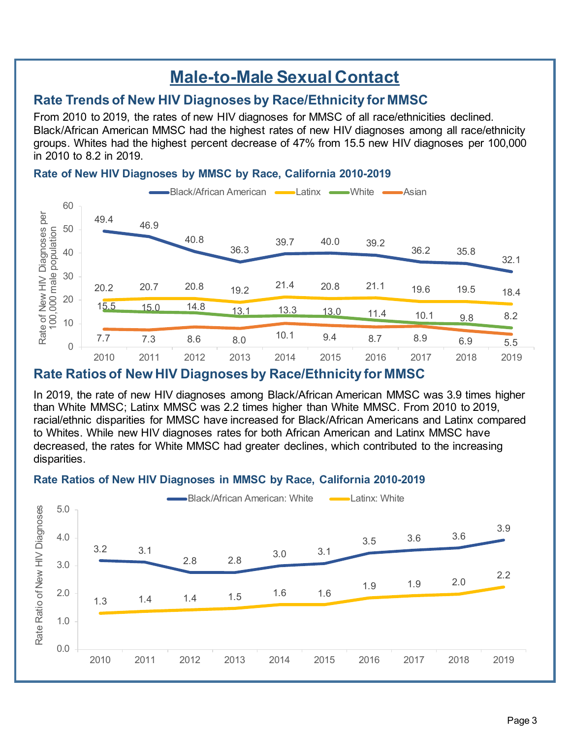# Male-to-Male Sexual Contact

## Rate Trends of New HIV Diagnoses by Race/Ethnicity for MMSC

From 2010 to 2019, the rates of new HIV diagnoses for MMSC of all race/ethnicities declined. Black/African American MMSC had the highest rates of new HIV diagnoses among all race/ethnicity groups. Whites had the highest percent decrease of 47% from 15.5 new HIV diagnoses per 100,000 in 2010 to 8.2 in 2019.

### Rate of New HIV Diagnoses by MMSC by Race, California 2010-2019

Rate of New HIV Diagnoses per 100,000 male population

| Race/Ethnicity | 2010 | 2011 | 2012 | 2013 | 2014 | 2015 | 2016 | 2017 | 2018 | 2019 |
|---|---|---|---|---|---|---|---|---|---|---|
| Black/African American | 49.4 | 46.9 | 40.8 | 36.3 | 39.7 | 40.0 | 39.2 | 36.2 | 35.8 | 32.1 |
| Latinx | 20.2 | 20.7 | 20.8 | 19.2 | 21.4 | 20.8 | 21.1 | 19.6 | 19.5 | 18.4 |
| White | 15.5 | 15.0 | 14.8 | 13.1 | 13.3 | 13.0 | 11.4 | 10.1 | 9.8 | 8.2 |
| Asian | 7.7 | 7.3 | 8.6 | 8.0 | 10.1 | 9.4 | 8.7 | 8.9 | 6.9 | 5.5 |

## Rate Ratios of New HIV Diagnoses by Race/Ethnicity for MMSC

In 2019, the rate of new HIV diagnoses among Black/African American MMSC was 3.9 times higher than White MMSC; Latinx MMSC was 2.2 times higher than White MMSC. From 2010 to 2019, racial/ethnic disparities for MMSC have increased for Black/African Americans and Latinx compared to Whites. While new HIV diagnoses rates for both African American and Latinx MMSC have decreased, the rates for White MMSC had greater declines, which contributed to the increasing disparities.

### Rate Ratios of New HIV Diagnoses in MMSC by Race, California 2010-2019

Rate Ratio of New HIV Diagnoses

| Ratio | 2010 | 2011 | 2012 | 2013 | 2014 | 2015 | 2016 | 2017 | 2018 | 2019 |
|---|---|---|---|---|---|---|---|---|---|---|
| Black/African American: White | 3.2 | 3.1 | 2.8 | 2.8 | 3.0 | 3.1 | 3.5 | 3.6 | 3.6 | 3.9 |
| Latinx: White | 1.3 | 1.4 | 1.4 | 1.5 | 1.6 | 1.6 | 1.9 | 1.9 | 2.0 | 2.2 |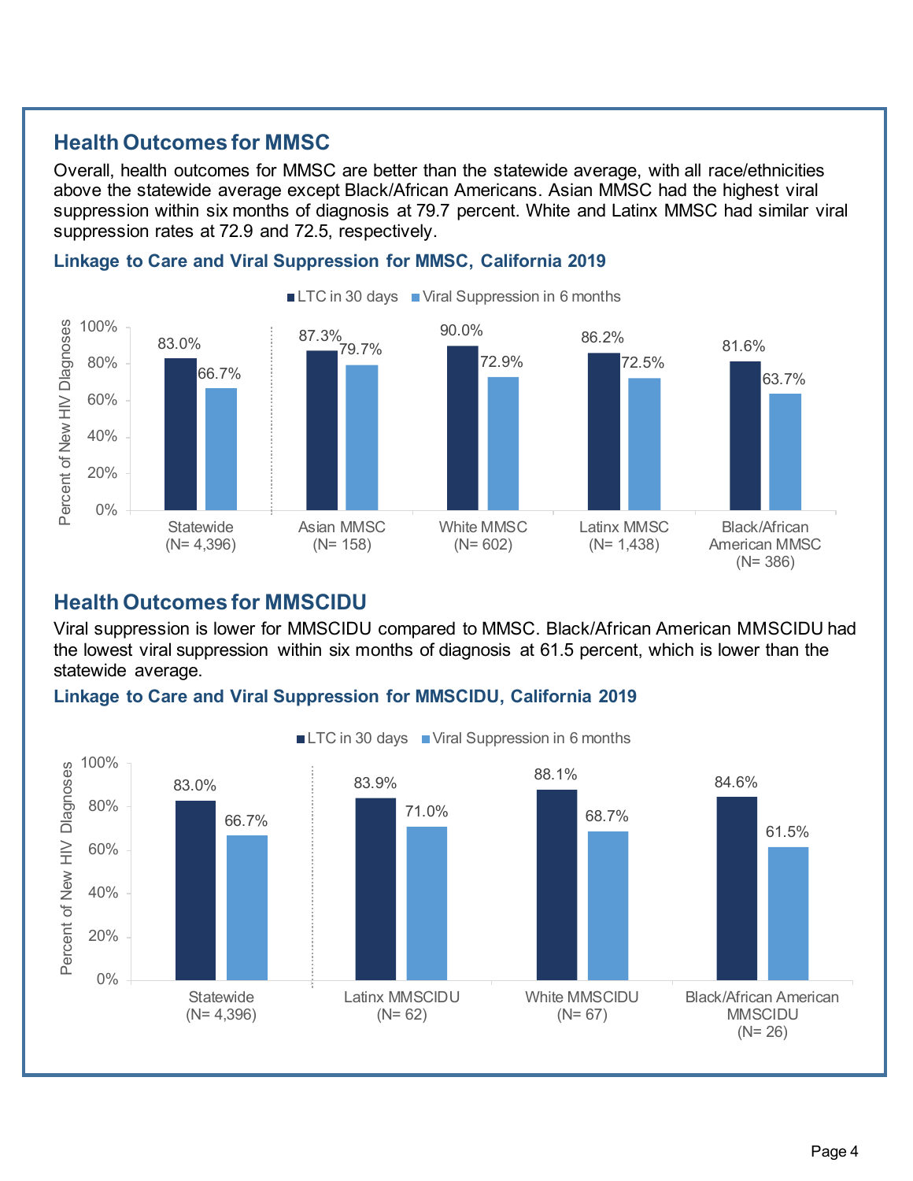## Health Outcomes for MMSC

Overall, health outcomes for MMSC are better than the statewide average, with all race/ethnicities above the statewide average except Black/African Americans. Asian MMSC had the highest viral suppression within six months of diagnosis at 79.7 percent. White and Latinx MMSC had similar viral suppression rates at 72.9 and 72.5, respectively.

### Linkage to Care and Viral Suppression for MMSC, California 2019

| Group | LTC in 30 days | Viral Suppression in 6 months |
|---|---|---|
| Statewide (N= 4,396) | 83.0% | 66.7% |
| Asian MMSC (N= 158) | 87.3% | 79.7% |
| White MMSC (N= 602) | 90.0% | 72.9% |
| Latinx MMSC (N= 1,438) | 86.2% | 72.5% |
| Black/African American MMSC (N= 386) | 81.6% | 63.7% |

## Health Outcomes for MMSCIDU

Viral suppression is lower for MMSCIDU compared to MMSC. Black/African American MMSCIDU had the lowest viral suppression within six months of diagnosis at 61.5 percent, which is lower than the statewide average.

### Linkage to Care and Viral Suppression for MMSCIDU, California 2019

| Group | LTC in 30 days | Viral Suppression in 6 months |
|---|---|---|
| Statewide (N= 4,396) | 83.0% | 66.7% |
| Latinx MMSCIDU (N= 62) | 83.9% | 71.0% |
| White MMSCIDU (N= 67) | 88.1% | 68.7% |
| Black/African American MMSCIDU (N= 26) | 84.6% | 61.5% |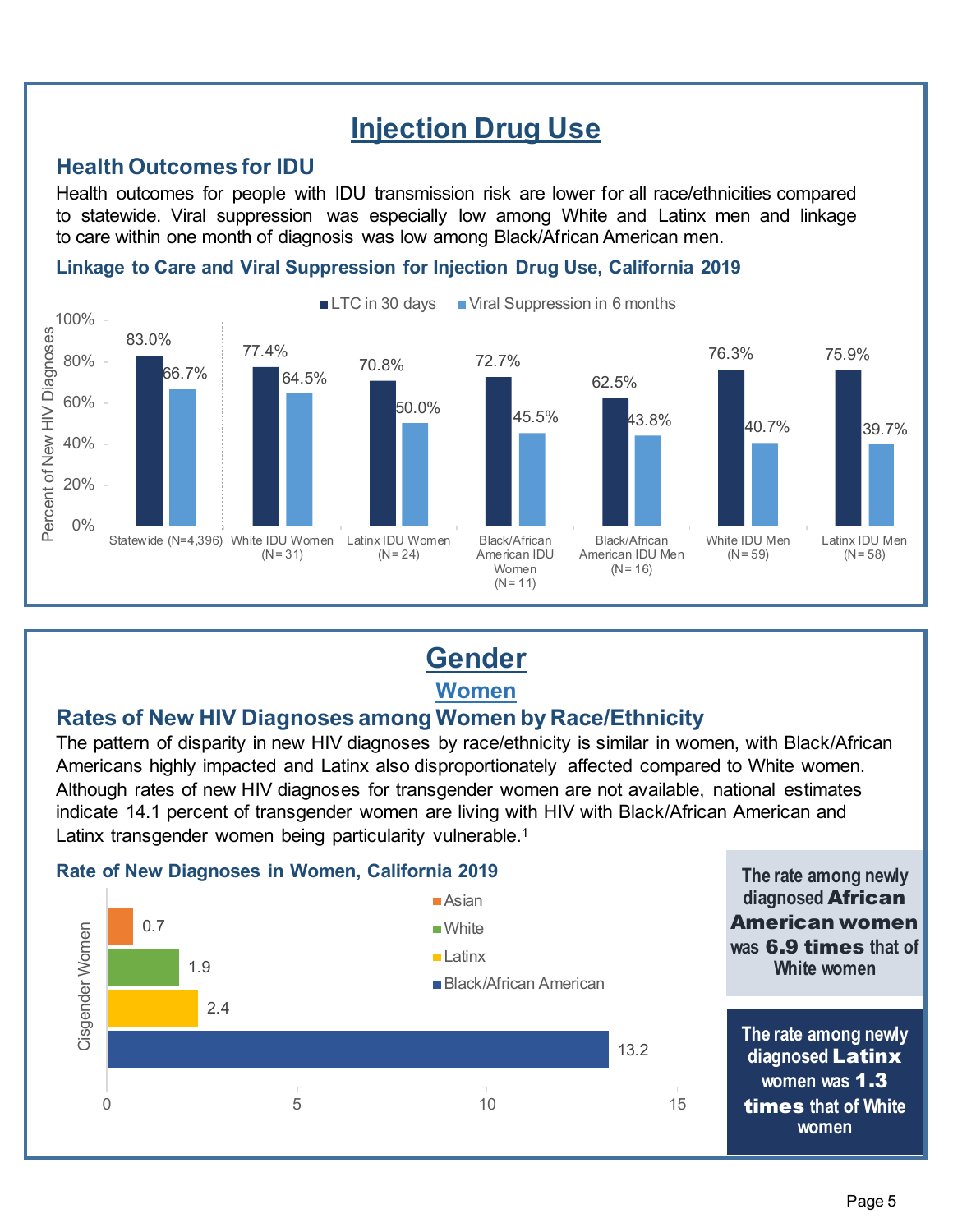# Injection Drug Use

## Health Outcomes for IDU

Health outcomes for people with IDU transmission risk are lower for all race/ethnicities compared to statewide. Viral suppression was especially low among White and Latinx men and linkage to care within one month of diagnosis was low among Black/African American men.

### Linkage to Care and Viral Suppression for Injection Drug Use, California 2019

| Group | LTC in 30 days | Viral Suppression in 6 months |
| --- | --- | --- |
| Statewide (N=4,396) | 83.0% | 66.7% |
| White IDU Women (N=31) | 77.4% | 64.5% |
| Latinx IDU Women (N=24) | 70.8% | 50.0% |
| Black/African American IDU Women (N=11) | 72.7% | 45.5% |
| Black/African American IDU Men (N=16) | 62.5% | 43.8% |
| White IDU Men (N=59) | 76.3% | 40.7% |
| Latinx IDU Men (N=58) | 75.9% | 39.7% |

# Gender

## Women

## Rates of New HIV Diagnoses among Women by Race/Ethnicity

The pattern of disparity in new HIV diagnoses by race/ethnicity is similar in women, with Black/African Americans highly impacted and Latinx also disproportionately affected compared to White women. Although rates of new HIV diagnoses for transgender women are not available, national estimates indicate 14.1 percent of transgender women are living with HIV with Black/African American and Latinx transgender women being particularity vulnerable.[1]

### Rate of New Diagnoses in Women, California 2019

| Cisgender Women | Rate |
| --- | --- |
| Asian | 0.7 |
| White | 1.9 |
| Latinx | 2.4 |
| Black/African American | 13.2 |

The rate among newly diagnosed **African American women** was **6.9 times** that of White women

The rate among newly diagnosed **Latinx** women was **1.3 times** that of White women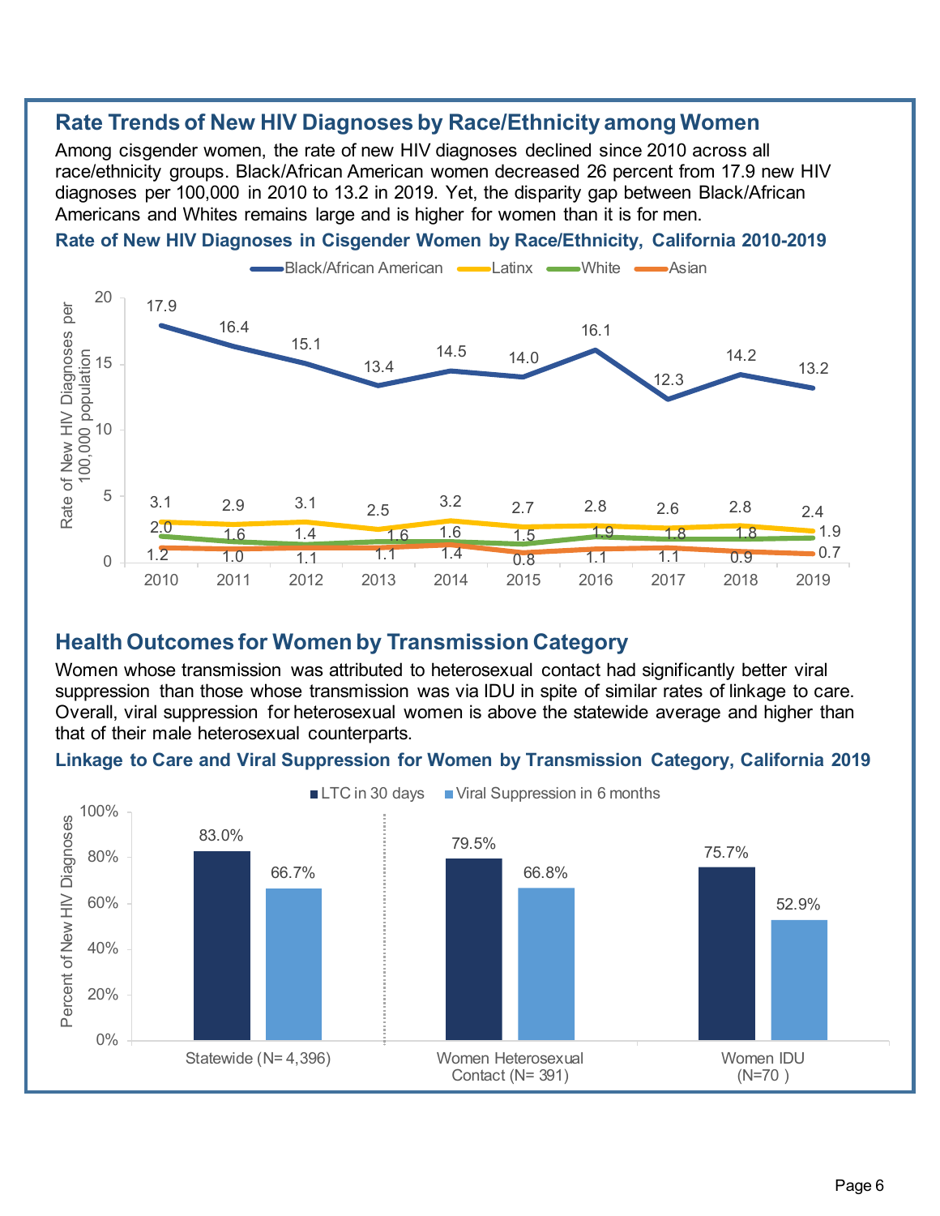## Rate Trends of New HIV Diagnoses by Race/Ethnicity among Women

Among cisgender women, the rate of new HIV diagnoses declined since 2010 across all race/ethnicity groups. Black/African American women decreased 26 percent from 17.9 new HIV diagnoses per 100,000 in 2010 to 13.2 in 2019. Yet, the disparity gap between Black/African Americans and Whites remains large and is higher for women than it is for men.

### Rate of New HIV Diagnoses in Cisgender Women by Race/Ethnicity, California 2010-2019

| Year | Black/African American | Latinx | White | Asian |
|---|---|---|---|---|
| 2010 | 17.9 | 3.1 | 2.0 | 1.2 |
| 2011 | 16.4 | 2.9 | 1.6 | 1.0 |
| 2012 | 15.1 | 3.1 | 1.4 | 1.1 |
| 2013 | 13.4 | 2.5 | 1.6 | 1.1 |
| 2014 | 14.5 | 3.2 | 1.6 | 1.4 |
| 2015 | 14.0 | 2.7 | 1.5 | 0.8 |
| 2016 | 16.1 | 2.8 | 1.9 | 1.1 |
| 2017 | 12.3 | 2.6 | 1.8 | 1.1 |
| 2018 | 14.2 | 2.8 | 1.8 | 0.9 |
| 2019 | 13.2 | 2.4 | 1.9 | 0.7 |

Rate of New HIV Diagnoses per 100,000 population

## Health Outcomes for Women by Transmission Category

Women whose transmission was attributed to heterosexual contact had significantly better viral suppression than those whose transmission was via IDU in spite of similar rates of linkage to care. Overall, viral suppression for heterosexual women is above the statewide average and higher than that of their male heterosexual counterparts.

### Linkage to Care and Viral Suppression for Women by Transmission Category, California 2019

| | LTC in 30 days | Viral Suppression in 6 months |
|---|---|---|
| Statewide (N= 4,396) | 83.0% | 66.7% |
| Women Heterosexual Contact (N= 391) | 79.5% | 66.8% |
| Women IDU (N=70 ) | 75.7% | 52.9% |

Percent of New HIV Diagnoses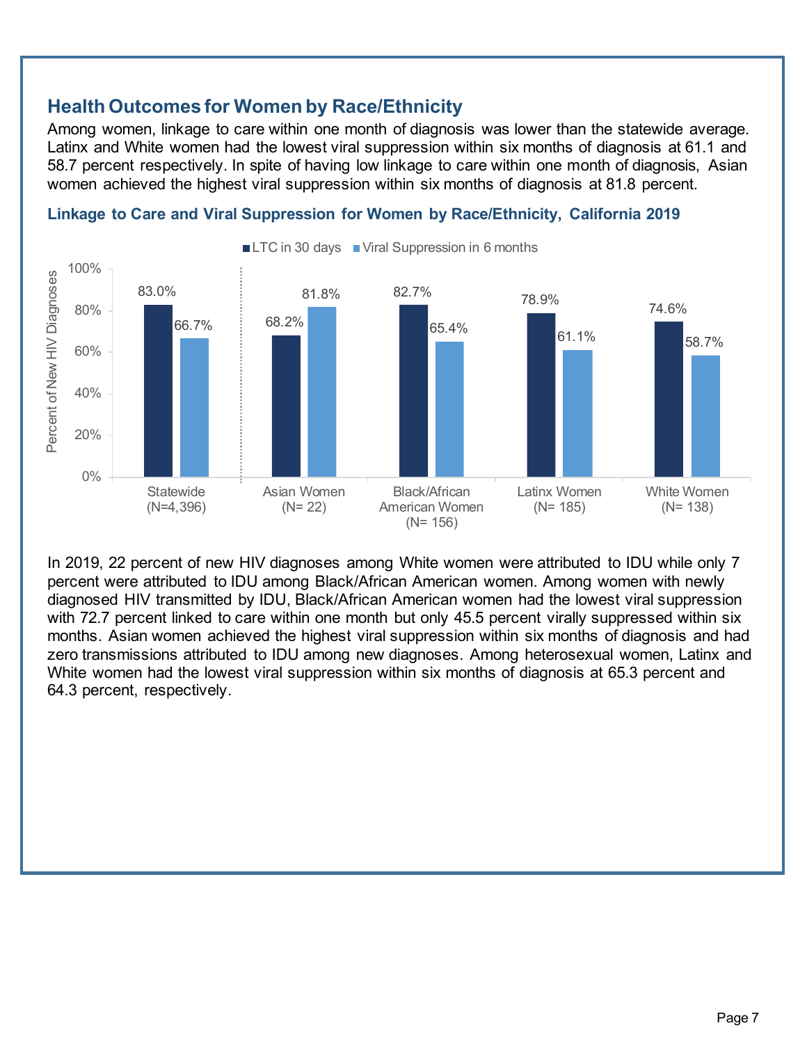## Health Outcomes for Women by Race/Ethnicity

Among women, linkage to care within one month of diagnosis was lower than the statewide average. Latinx and White women had the lowest viral suppression within six months of diagnosis at 61.1 and 58.7 percent respectively. In spite of having low linkage to care within one month of diagnosis, Asian women achieved the highest viral suppression within six months of diagnosis at 81.8 percent.

### Linkage to Care and Viral Suppression for Women by Race/Ethnicity, California 2019

| | LTC in 30 days | Viral Suppression in 6 months |
|---|---|---|
| Statewide (N=4,396) | 83.0% | 66.7% |
| Asian Women (N= 22) | 68.2% | 81.8% |
| Black/African American Women (N= 156) | 82.7% | 65.4% |
| Latinx Women (N= 185) | 78.9% | 61.1% |
| White Women (N= 138) | 74.6% | 58.7% |

Percent of New HIV Diagnoses

In 2019, 22 percent of new HIV diagnoses among White women were attributed to IDU while only 7 percent were attributed to IDU among Black/African American women. Among women with newly diagnosed HIV transmitted by IDU, Black/African American women had the lowest viral suppression with 72.7 percent linked to care within one month but only 45.5 percent virally suppressed within six months. Asian women achieved the highest viral suppression within six months of diagnosis and had zero transmissions attributed to IDU among new diagnoses. Among heterosexual women, Latinx and White women had the lowest viral suppression within six months of diagnosis at 65.3 percent and 64.3 percent, respectively.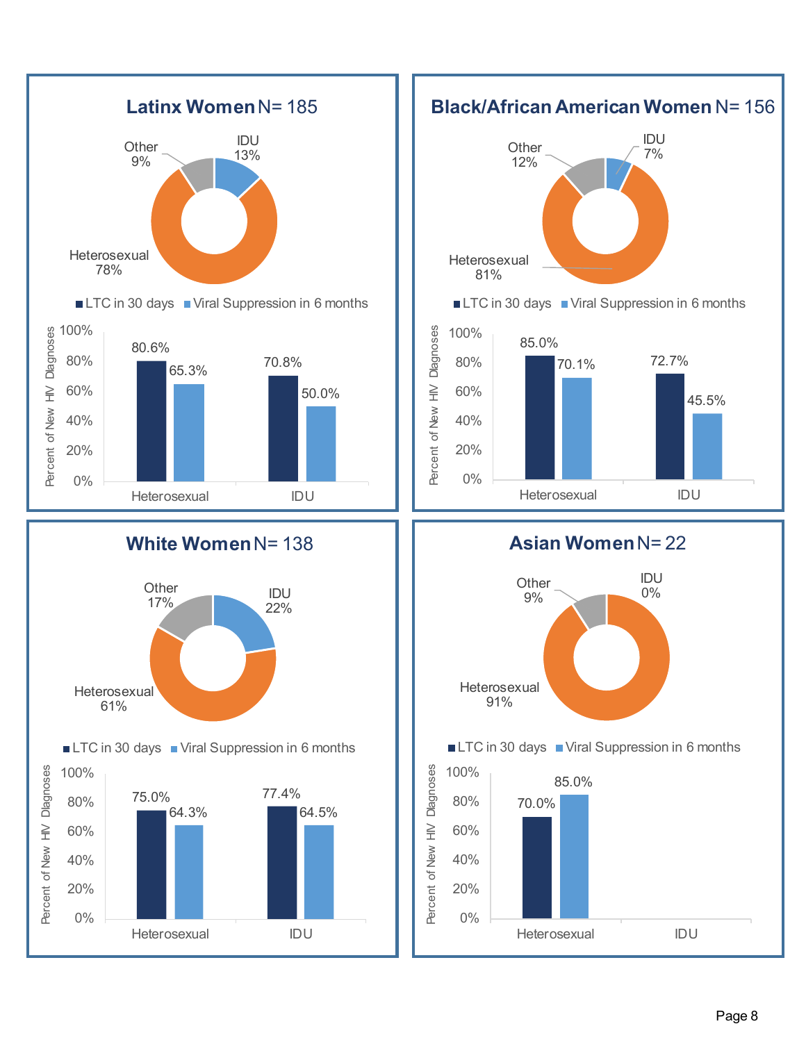## Latinx Women N= 185

Other 9%, IDU 13%, Heterosexual 78%

| | LTC in 30 days | Viral Suppression in 6 months |
|---|---|---|
| Heterosexual | 80.6% | 65.3% |
| IDU | 70.8% | 50.0% |

Percent of New HIV Diagnoses

## Black/African American Women N= 156

Other 12%, IDU 7%, Heterosexual 81%

| | LTC in 30 days | Viral Suppression in 6 months |
|---|---|---|
| Heterosexual | 85.0% | 70.1% |
| IDU | 72.7% | 45.5% |

Percent of New HIV Diagnoses

## White Women N= 138

Other 17%, IDU 22%, Heterosexual 61%

| | LTC in 30 days | Viral Suppression in 6 months |
|---|---|---|
| Heterosexual | 75.0% | 64.3% |
| IDU | 77.4% | 64.5% |

Percent of New HIV Diagnoses

## Asian Women N= 22

Other 9%, IDU 0%, Heterosexual 91%

| | LTC in 30 days | Viral Suppression in 6 months |
|---|---|---|
| Heterosexual | 70.0% | 85.0% |
| IDU | | |

Percent of New HIV Diagnoses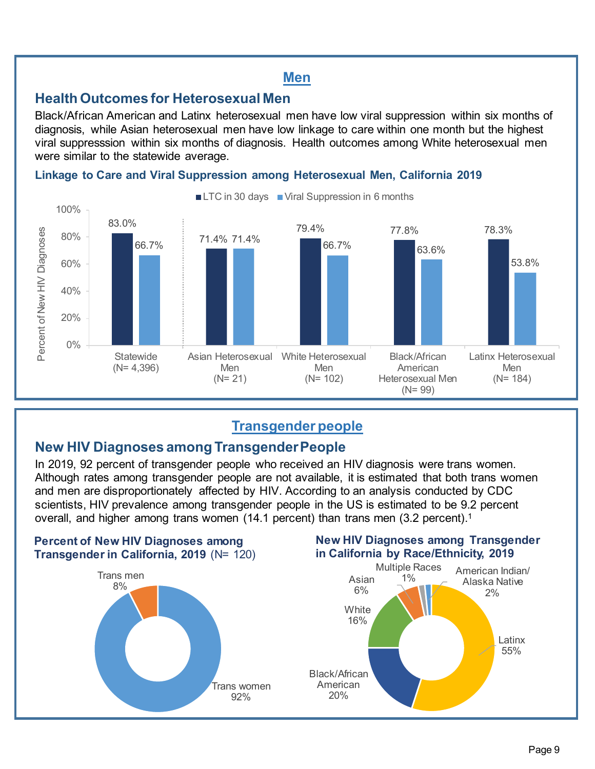## Men

### Health Outcomes for Heterosexual Men

Black/African American and Latinx heterosexual men have low viral suppression within six months of diagnosis, while Asian heterosexual men have low linkage to care within one month but the highest viral suppresssion within six months of diagnosis. Health outcomes among White heterosexual men were similar to the statewide average.

**Linkage to Care and Viral Suppression among Heterosexual Men, California 2019**

| | LTC in 30 days | Viral Suppression in 6 months |
|---|---|---|
| Statewide (N= 4,396) | 83.0% | 66.7% |
| Asian Heterosexual Men (N= 21) | 71.4% | 71.4% |
| White Heterosexual Men (N= 102) | 79.4% | 66.7% |
| Black/African American Heterosexual Men (N= 99) | 77.8% | 63.6% |
| Latinx Heterosexual Men (N= 184) | 78.3% | 53.8% |

## Transgender people

### New HIV Diagnoses among Transgender People

In 2019, 92 percent of transgender people who received an HIV diagnosis were trans women. Although rates among transgender people are not available, it is estimated that both trans women and men are disproportionately affected by HIV. According to an analysis conducted by CDC scientists, HIV prevalence among transgender people in the US is estimated to be 9.2 percent overall, and higher among trans women (14.1 percent) than trans men (3.2 percent).[1]

**Percent of New HIV Diagnoses among Transgender in California, 2019** (N= 120)

| Group | Percent |
|---|---|
| Trans women | 92% |
| Trans men | 8% |

**New HIV Diagnoses among Transgender in California by Race/Ethnicity, 2019**

| Race/Ethnicity | Percent |
|---|---|
| Latinx | 55% |
| Black/African American | 20% |
| White | 16% |
| Asian | 6% |
| Multiple Races | 1% |
| American Indian/Alaska Native | 2% |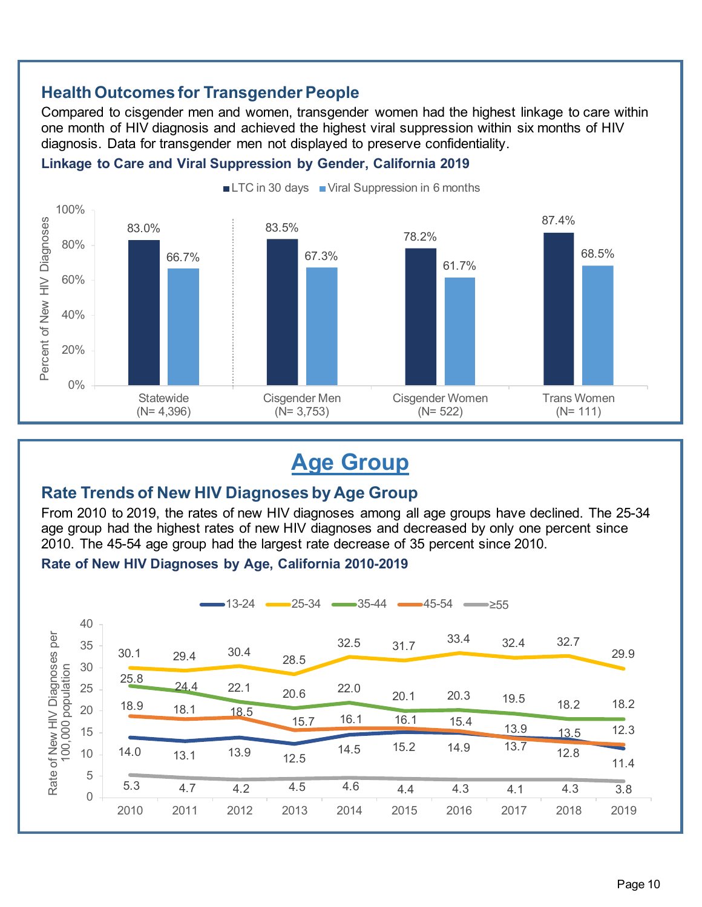## Health Outcomes for Transgender People

Compared to cisgender men and women, transgender women had the highest linkage to care within one month of HIV diagnosis and achieved the highest viral suppression within six months of HIV diagnosis. Data for transgender men not displayed to preserve confidentiality.

### Linkage to Care and Viral Suppression by Gender, California 2019

| | LTC in 30 days | Viral Suppression in 6 months |
|---|---|---|
| Statewide (N= 4,396) | 83.0% | 66.7% |
| Cisgender Men (N= 3,753) | 83.5% | 67.3% |
| Cisgender Women (N= 522) | 78.2% | 61.7% |
| Trans Women (N= 111) | 87.4% | 68.5% |

Percent of New HIV Diagnoses

# Age Group

## Rate Trends of New HIV Diagnoses by Age Group

From 2010 to 2019, the rates of new HIV diagnoses among all age groups have declined. The 25-34 age group had the highest rates of new HIV diagnoses and decreased by only one percent since 2010. The 45-54 age group had the largest rate decrease of 35 percent since 2010.

### Rate of New HIV Diagnoses by Age, California 2010-2019

Rate of New HIV Diagnoses per 100,000 population

| Year | 13-24 | 25-34 | 35-44 | 45-54 | ≥55 |
|---|---|---|---|---|---|
| 2010 | 14.0 | 30.1 | 25.8 | 18.9 | 5.3 |
| 2011 | 13.1 | 29.4 | 24.4 | 18.1 | 4.7 |
| 2012 | 13.9 | 30.4 | 22.1 | 18.5 | 4.2 |
| 2013 | 12.5 | 28.5 | 20.6 | 15.7 | 4.5 |
| 2014 | 14.5 | 32.5 | 22.0 | 16.1 | 4.6 |
| 2015 | 15.2 | 31.7 | 20.1 | 16.1 | 4.4 |
| 2016 | 14.9 | 33.4 | 20.3 | 15.4 | 4.3 |
| 2017 | 13.7 | 32.4 | 19.5 | 13.9 | 4.1 |
| 2018 | 13.5 | 32.7 | 18.2 | 12.8 | 4.3 |
| 2019 | 11.4 | 29.9 | 18.2 | 12.3 | 3.8 |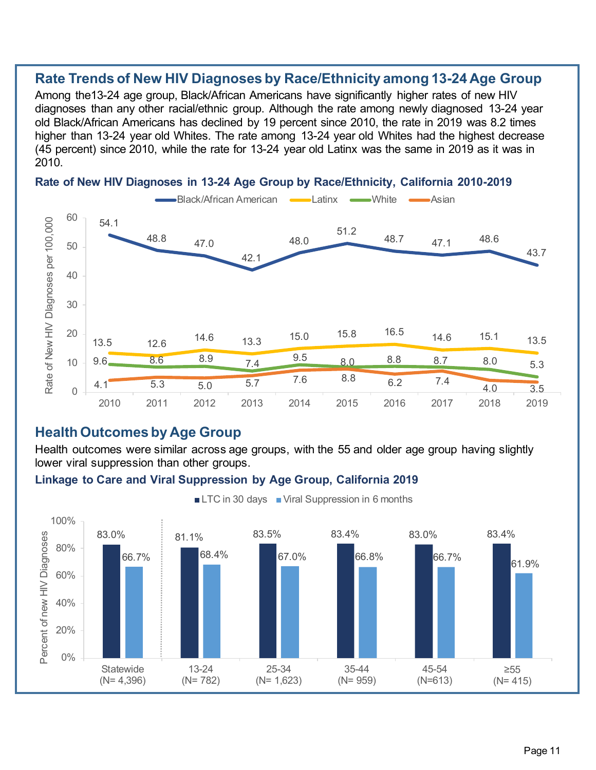## Rate Trends of New HIV Diagnoses by Race/Ethnicity among 13-24 Age Group

Among the13-24 age group, Black/African Americans have significantly higher rates of new HIV diagnoses than any other racial/ethnic group. Although the rate among newly diagnosed 13-24 year old Black/African Americans has declined by 19 percent since 2010, the rate in 2019 was 8.2 times higher than 13-24 year old Whites. The rate among 13-24 year old Whites had the highest decrease (45 percent) since 2010, while the rate for 13-24 year old Latinx was the same in 2019 as it was in 2010.

### Rate of New HIV Diagnoses in 13-24 Age Group by Race/Ethnicity, California 2010-2019

Rate of New HIV Diagnoses per 100,000

| Race/Ethnicity | 2010 | 2011 | 2012 | 2013 | 2014 | 2015 | 2016 | 2017 | 2018 | 2019 |
|---|---|---|---|---|---|---|---|---|---|---|
| Black/African American | 54.1 | 48.8 | 47.0 | 42.1 | 48.0 | 51.2 | 48.7 | 47.1 | 48.6 | 43.7 |
| Latinx | 13.5 | 12.6 | 14.6 | 13.3 | 15.0 | 15.8 | 16.5 | 14.6 | 15.1 | 13.5 |
| White | 9.6 | 8.6 | 8.9 | 7.4 | 9.5 | 8.0 | 8.8 | 8.7 | 8.0 | 5.3 |
| Asian | 4.1 | 5.3 | 5.0 | 5.7 | 7.6 | 8.8 | 6.2 | 7.4 | 4.0 | 3.5 |

## Health Outcomes by Age Group

Health outcomes were similar across age groups, with the 55 and older age group having slightly lower viral suppression than other groups.

### Linkage to Care and Viral Suppression by Age Group, California 2019

Percent of new HIV Diagnoses

| Age Group | LTC in 30 days | Viral Suppression in 6 months |
|---|---|---|
| Statewide (N= 4,396) | 83.0% | 66.7% |
| 13-24 (N= 782) | 81.1% | 68.4% |
| 25-34 (N= 1,623) | 83.5% | 67.0% |
| 35-44 (N= 959) | 83.4% | 66.8% |
| 45-54 (N=613) | 83.0% | 66.7% |
| ≥55 (N= 415) | 83.4% | 61.9% |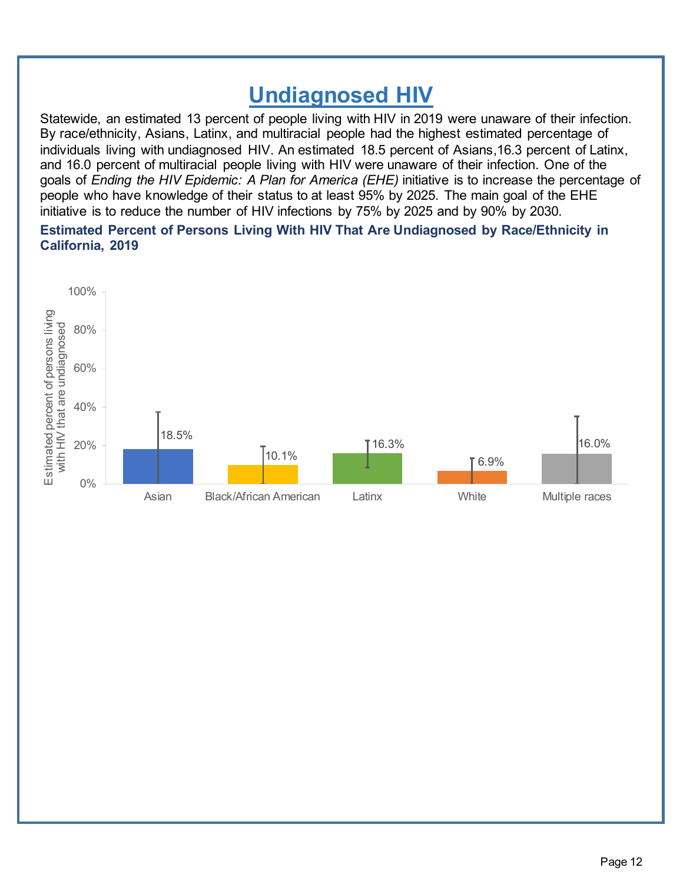# Undiagnosed HIV

Statewide, an estimated 13 percent of people living with HIV in 2019 were unaware of their infection. By race/ethnicity, Asians, Latinx, and multiracial people had the highest estimated percentage of individuals living with undiagnosed HIV. An estimated 18.5 percent of Asians,16.3 percent of Latinx, and 16.0 percent of multiracial people living with HIV were unaware of their infection. One of the goals of *Ending the HIV Epidemic: A Plan for America (EHE)* initiative is to increase the percentage of people who have knowledge of their status to at least 95% by 2025. The main goal of the EHE initiative is to reduce the number of HIV infections by 75% by 2025 and by 90% by 2030.

**Estimated Percent of Persons Living With HIV That Are Undiagnosed by Race/Ethnicity in California, 2019**

| Race/Ethnicity | Estimated percent of persons living with HIV that are undiagnosed |
|---|---|
| Asian | 18.5% |
| Black/African American | 10.1% |
| Latinx | 16.3% |
| White | 6.9% |
| Multiple races | 16.0% |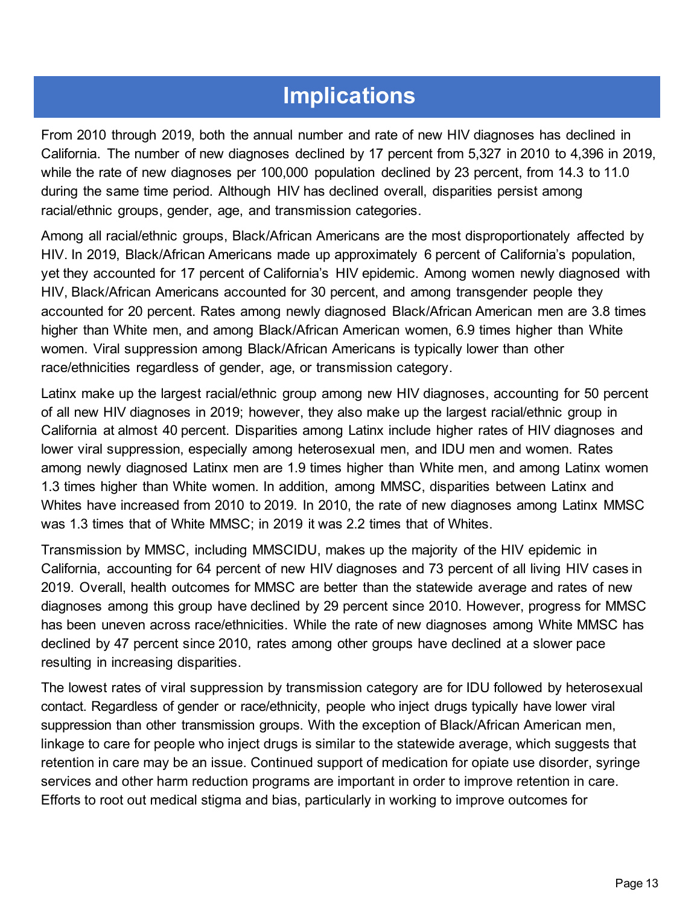# Implications

From 2010 through 2019, both the annual number and rate of new HIV diagnoses has declined in California. The number of new diagnoses declined by 17 percent from 5,327 in 2010 to 4,396 in 2019, while the rate of new diagnoses per 100,000 population declined by 23 percent, from 14.3 to 11.0 during the same time period. Although HIV has declined overall, disparities persist among racial/ethnic groups, gender, age, and transmission categories.

Among all racial/ethnic groups, Black/African Americans are the most disproportionately affected by HIV. In 2019, Black/African Americans made up approximately 6 percent of California's population, yet they accounted for 17 percent of California's HIV epidemic. Among women newly diagnosed with HIV, Black/African Americans accounted for 30 percent, and among transgender people they accounted for 20 percent. Rates among newly diagnosed Black/African American men are 3.8 times higher than White men, and among Black/African American women, 6.9 times higher than White women. Viral suppression among Black/African Americans is typically lower than other race/ethnicities regardless of gender, age, or transmission category.

Latinx make up the largest racial/ethnic group among new HIV diagnoses, accounting for 50 percent of all new HIV diagnoses in 2019; however, they also make up the largest racial/ethnic group in California at almost 40 percent. Disparities among Latinx include higher rates of HIV diagnoses and lower viral suppression, especially among heterosexual men, and IDU men and women. Rates among newly diagnosed Latinx men are 1.9 times higher than White men, and among Latinx women 1.3 times higher than White women. In addition, among MMSC, disparities between Latinx and Whites have increased from 2010 to 2019. In 2010, the rate of new diagnoses among Latinx MMSC was 1.3 times that of White MMSC; in 2019 it was 2.2 times that of Whites.

Transmission by MMSC, including MMSCIDU, makes up the majority of the HIV epidemic in California, accounting for 64 percent of new HIV diagnoses and 73 percent of all living HIV cases in 2019. Overall, health outcomes for MMSC are better than the statewide average and rates of new diagnoses among this group have declined by 29 percent since 2010. However, progress for MMSC has been uneven across race/ethnicities. While the rate of new diagnoses among White MMSC has declined by 47 percent since 2010, rates among other groups have declined at a slower pace resulting in increasing disparities.

The lowest rates of viral suppression by transmission category are for IDU followed by heterosexual contact. Regardless of gender or race/ethnicity, people who inject drugs typically have lower viral suppression than other transmission groups. With the exception of Black/African American men, linkage to care for people who inject drugs is similar to the statewide average, which suggests that retention in care may be an issue. Continued support of medication for opiate use disorder, syringe services and other harm reduction programs are important in order to improve retention in care. Efforts to root out medical stigma and bias, particularly in working to improve outcomes for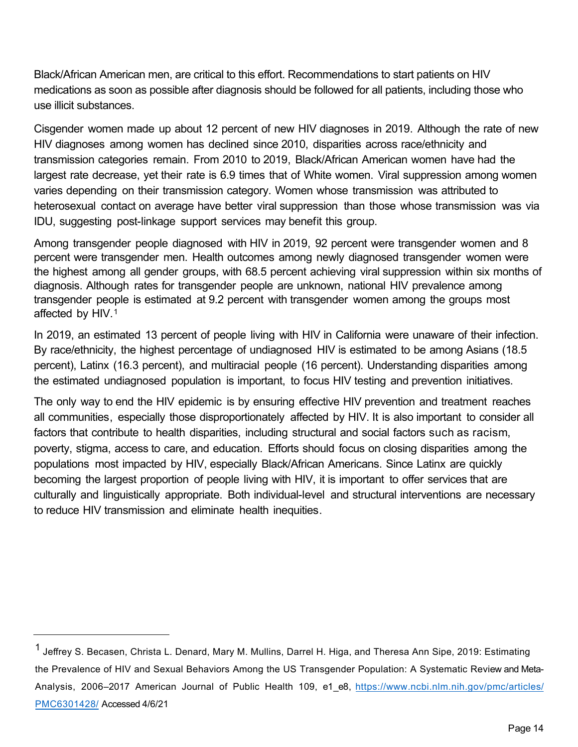Black/African American men, are critical to this effort. Recommendations to start patients on HIV medications as soon as possible after diagnosis should be followed for all patients, including those who use illicit substances.

Cisgender women made up about 12 percent of new HIV diagnoses in 2019. Although the rate of new HIV diagnoses among women has declined since 2010, disparities across race/ethnicity and transmission categories remain. From 2010 to 2019, Black/African American women have had the largest rate decrease, yet their rate is 6.9 times that of White women. Viral suppression among women varies depending on their transmission category. Women whose transmission was attributed to heterosexual contact on average have better viral suppression than those whose transmission was via IDU, suggesting post-linkage support services may benefit this group.

Among transgender people diagnosed with HIV in 2019, 92 percent were transgender women and 8 percent were transgender men. Health outcomes among newly diagnosed transgender women were the highest among all gender groups, with 68.5 percent achieving viral suppression within six months of diagnosis. Although rates for transgender people are unknown, national HIV prevalence among transgender people is estimated at 9.2 percent with transgender women among the groups most affected by HIV.[1]

In 2019, an estimated 13 percent of people living with HIV in California were unaware of their infection. By race/ethnicity, the highest percentage of undiagnosed HIV is estimated to be among Asians (18.5 percent), Latinx (16.3 percent), and multiracial people (16 percent). Understanding disparities among the estimated undiagnosed population is important, to focus HIV testing and prevention initiatives.

The only way to end the HIV epidemic is by ensuring effective HIV prevention and treatment reaches all communities, especially those disproportionately affected by HIV. It is also important to consider all factors that contribute to health disparities, including structural and social factors such as racism, poverty, stigma, access to care, and education. Efforts should focus on closing disparities among the populations most impacted by HIV, especially Black/African Americans. Since Latinx are quickly becoming the largest proportion of people living with HIV, it is important to offer services that are culturally and linguistically appropriate. Both individual-level and structural interventions are necessary to reduce HIV transmission and eliminate health inequities.

---

[1] Jeffrey S. Becasen, Christa L. Denard, Mary M. Mullins, Darrel H. Higa, and Theresa Ann Sipe, 2019: Estimating the Prevalence of HIV and Sexual Behaviors Among the US Transgender Population: A Systematic Review and Meta-Analysis, 2006–2017 American Journal of Public Health 109, e1_e8, https://www.ncbi.nlm.nih.gov/pmc/articles/PMC6301428/ Accessed 4/6/21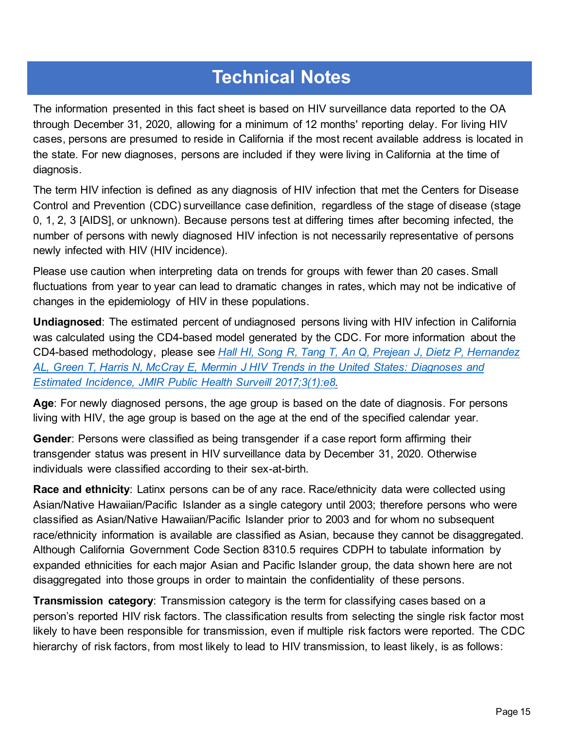# Technical Notes

The information presented in this fact sheet is based on HIV surveillance data reported to the OA through December 31, 2020, allowing for a minimum of 12 months' reporting delay. For living HIV cases, persons are presumed to reside in California if the most recent available address is located in the state. For new diagnoses, persons are included if they were living in California at the time of diagnosis.

The term HIV infection is defined as any diagnosis of HIV infection that met the Centers for Disease Control and Prevention (CDC) surveillance case definition, regardless of the stage of disease (stage 0, 1, 2, 3 [AIDS], or unknown). Because persons test at differing times after becoming infected, the number of persons with newly diagnosed HIV infection is not necessarily representative of persons newly infected with HIV (HIV incidence).

Please use caution when interpreting data on trends for groups with fewer than 20 cases. Small fluctuations from year to year can lead to dramatic changes in rates, which may not be indicative of changes in the epidemiology of HIV in these populations.

**Undiagnosed**: The estimated percent of undiagnosed persons living with HIV infection in California was calculated using the CD4-based model generated by the CDC. For more information about the CD4-based methodology, please see *Hall HI, Song R, Tang T, An Q, Prejean J, Dietz P, Hernandez AL, Green T, Harris N, McCray E, Mermin J HIV Trends in the United States: Diagnoses and Estimated Incidence, JMIR Public Health Surveill 2017;3(1):e8.*

**Age**: For newly diagnosed persons, the age group is based on the date of diagnosis. For persons living with HIV, the age group is based on the age at the end of the specified calendar year.

**Gender**: Persons were classified as being transgender if a case report form affirming their transgender status was present in HIV surveillance data by December 31, 2020. Otherwise individuals were classified according to their sex-at-birth.

**Race and ethnicity**: Latinx persons can be of any race. Race/ethnicity data were collected using Asian/Native Hawaiian/Pacific Islander as a single category until 2003; therefore persons who were classified as Asian/Native Hawaiian/Pacific Islander prior to 2003 and for whom no subsequent race/ethnicity information is available are classified as Asian, because they cannot be disaggregated. Although California Government Code Section 8310.5 requires CDPH to tabulate information by expanded ethnicities for each major Asian and Pacific Islander group, the data shown here are not disaggregated into those groups in order to maintain the confidentiality of these persons.

**Transmission category**: Transmission category is the term for classifying cases based on a person's reported HIV risk factors. The classification results from selecting the single risk factor most likely to have been responsible for transmission, even if multiple risk factors were reported. The CDC hierarchy of risk factors, from most likely to lead to HIV transmission, to least likely, is as follows: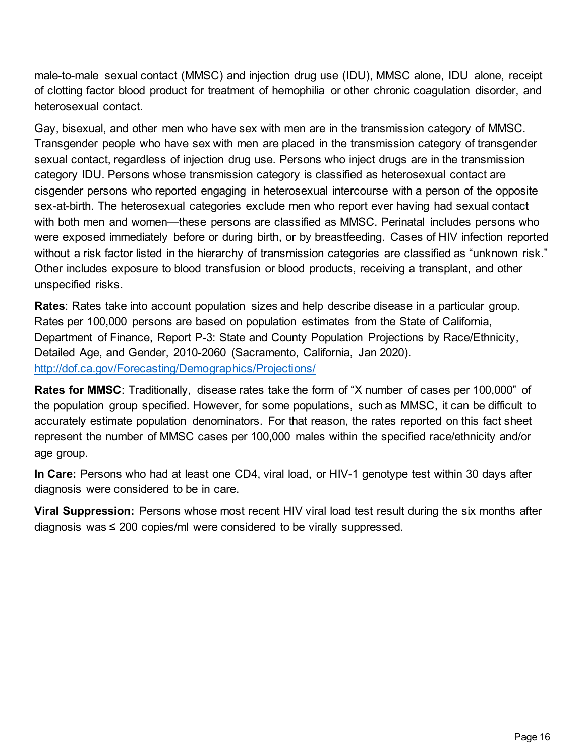male-to-male sexual contact (MMSC) and injection drug use (IDU), MMSC alone, IDU alone, receipt of clotting factor blood product for treatment of hemophilia or other chronic coagulation disorder, and heterosexual contact.

Gay, bisexual, and other men who have sex with men are in the transmission category of MMSC. Transgender people who have sex with men are placed in the transmission category of transgender sexual contact, regardless of injection drug use. Persons who inject drugs are in the transmission category IDU. Persons whose transmission category is classified as heterosexual contact are cisgender persons who reported engaging in heterosexual intercourse with a person of the opposite sex-at-birth. The heterosexual categories exclude men who report ever having had sexual contact with both men and women—these persons are classified as MMSC. Perinatal includes persons who were exposed immediately before or during birth, or by breastfeeding. Cases of HIV infection reported without a risk factor listed in the hierarchy of transmission categories are classified as "unknown risk." Other includes exposure to blood transfusion or blood products, receiving a transplant, and other unspecified risks.

**Rates**: Rates take into account population sizes and help describe disease in a particular group. Rates per 100,000 persons are based on population estimates from the State of California, Department of Finance, Report P-3: State and County Population Projections by Race/Ethnicity, Detailed Age, and Gender, 2010-2060 (Sacramento, California, Jan 2020). http://dof.ca.gov/Forecasting/Demographics/Projections/

**Rates for MMSC**: Traditionally, disease rates take the form of "X number of cases per 100,000" of the population group specified. However, for some populations, such as MMSC, it can be difficult to accurately estimate population denominators. For that reason, the rates reported on this fact sheet represent the number of MMSC cases per 100,000 males within the specified race/ethnicity and/or age group.

**In Care:** Persons who had at least one CD4, viral load, or HIV-1 genotype test within 30 days after diagnosis were considered to be in care.

**Viral Suppression:** Persons whose most recent HIV viral load test result during the six months after diagnosis was ≤ 200 copies/ml were considered to be virally suppressed.